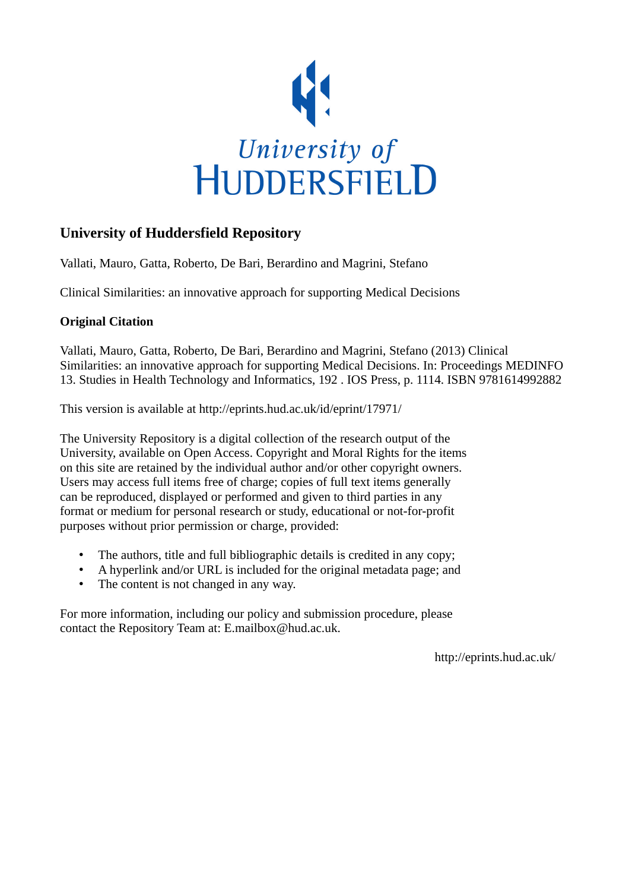University of HUDDERSFIELD

## University of Huddersfield Repository

Vallati, Mauro, Gatta, Roberto, De Bari, Berardino and Magrini, Stefano

Clinical Similarities: an innovative approach for supporting Medical Decisions

### Original Citation

Vallati, Mauro, Gatta, Roberto, De Bari, Berardino and Magrini, Stefano (2013) Clinical Similarities: an innovative approach for supporting Medical Decisions. In: Proceedings MEDINFO 13. Studies in Health Technology and Informatics, 192 . IOS Press, p. 1114. ISBN 9781614992882

This version is available at http://eprints.hud.ac.uk/id/eprint/17971/

The University Repository is a digital collection of the research output of the University, available on Open Access. Copyright and Moral Rights for the items on this site are retained by the individual author and/or other copyright owners. Users may access full items free of charge; copies of full text items generally can be reproduced, displayed or performed and given to third parties in any format or medium for personal research or study, educational or not-for-profit purposes without prior permission or charge, provided:

- The authors, title and full bibliographic details is credited in any copy;
- A hyperlink and/or URL is included for the original metadata page; and
- The content is not changed in any way.

For more information, including our policy and submission procedure, please contact the Repository Team at: E.mailbox@hud.ac.uk.

http://eprints.hud.ac.uk/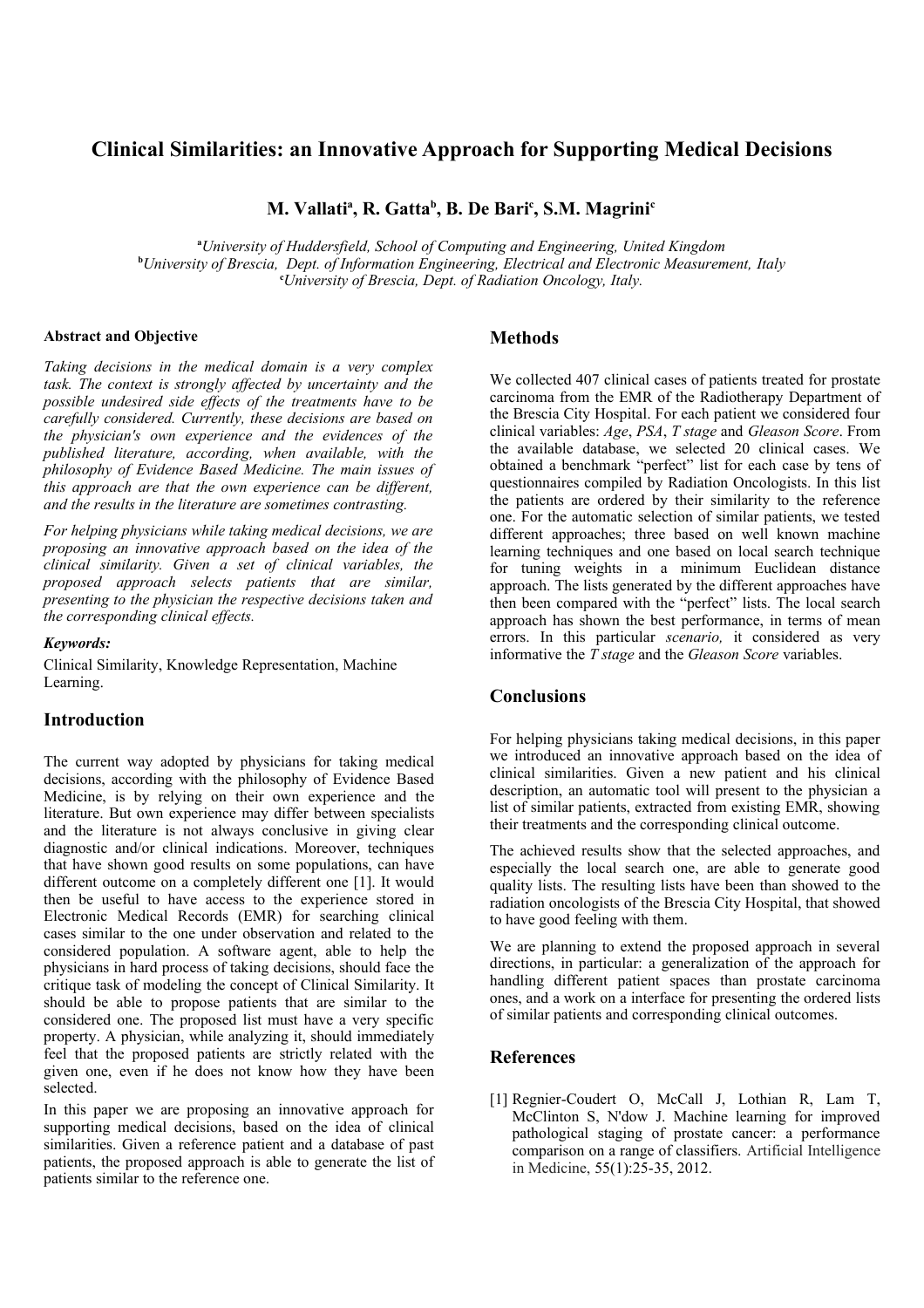# Clinical Similarities: an Innovative Approach for Supporting Medical Decisions

**M. Vallati[a], R. Gatta[b], B. De Bari[c], S.M. Magrini[c]**

[a] *University of Huddersfield, School of Computing and Engineering, United Kingdom*
[b] *University of Brescia, Dept. of Information Engineering, Electrical and Electronic Measurement, Italy*
[c] *University of Brescia, Dept. of Radiation Oncology, Italy.*

### Abstract and Objective

*Taking decisions in the medical domain is a very complex task. The context is strongly affected by uncertainty and the possible undesired side effects of the treatments have to be carefully considered. Currently, these decisions are based on the physician's own experience and the evidences of the published literature, according, when available, with the philosophy of Evidence Based Medicine. The main issues of this approach are that the own experience can be different, and the results in the literature are sometimes contrasting.*

*For helping physicians while taking medical decisions, we are proposing an innovative approach based on the idea of the clinical similarity. Given a set of clinical variables, the proposed approach selects patients that are similar, presenting to the physician the respective decisions taken and the corresponding clinical effects.*

***Keywords:***

Clinical Similarity, Knowledge Representation, Machine Learning.

## Introduction

The current way adopted by physicians for taking medical decisions, according with the philosophy of Evidence Based Medicine, is by relying on their own experience and the literature. But own experience may differ between specialists and the literature is not always conclusive in giving clear diagnostic and/or clinical indications. Moreover, techniques that have shown good results on some populations, can have different outcome on a completely different one [1]. It would then be useful to have access to the experience stored in Electronic Medical Records (EMR) for searching clinical cases similar to the one under observation and related to the considered population. A software agent, able to help the physicians in hard process of taking decisions, should face the critique task of modeling the concept of Clinical Similarity. It should be able to propose patients that are similar to the considered one. The proposed list must have a very specific property. A physician, while analyzing it, should immediately feel that the proposed patients are strictly related with the given one, even if he does not know how they have been selected.

In this paper we are proposing an innovative approach for supporting medical decisions, based on the idea of clinical similarities. Given a reference patient and a database of past patients, the proposed approach is able to generate the list of patients similar to the reference one.

## Methods

We collected 407 clinical cases of patients treated for prostate carcinoma from the EMR of the Radiotherapy Department of the Brescia City Hospital. For each patient we considered four clinical variables: *Age*, *PSA*, *T stage* and *Gleason Score*. From the available database, we selected 20 clinical cases. We obtained a benchmark "perfect" list for each case by tens of questionnaires compiled by Radiation Oncologists. In this list the patients are ordered by their similarity to the reference one. For the automatic selection of similar patients, we tested different approaches; three based on well known machine learning techniques and one based on local search technique for tuning weights in a minimum Euclidean distance approach. The lists generated by the different approaches have then been compared with the "perfect" lists. The local search approach has shown the best performance, in terms of mean errors. In this particular *scenario,* it considered as very informative the *T stage* and the *Gleason Score* variables.

## Conclusions

For helping physicians taking medical decisions, in this paper we introduced an innovative approach based on the idea of clinical similarities. Given a new patient and his clinical description, an automatic tool will present to the physician a list of similar patients, extracted from existing EMR, showing their treatments and the corresponding clinical outcome.

The achieved results show that the selected approaches, and especially the local search one, are able to generate good quality lists. The resulting lists have been than showed to the radiation oncologists of the Brescia City Hospital, that showed to have good feeling with them.

We are planning to extend the proposed approach in several directions, in particular: a generalization of the approach for handling different patient spaces than prostate carcinoma ones, and a work on a interface for presenting the ordered lists of similar patients and corresponding clinical outcomes.

## References

[1] Regnier-Coudert O, McCall J, Lothian R, Lam T, McClinton S, N'dow J. Machine learning for improved pathological staging of prostate cancer: a performance comparison on a range of classifiers. Artificial Intelligence in Medicine, 55(1):25-35, 2012.